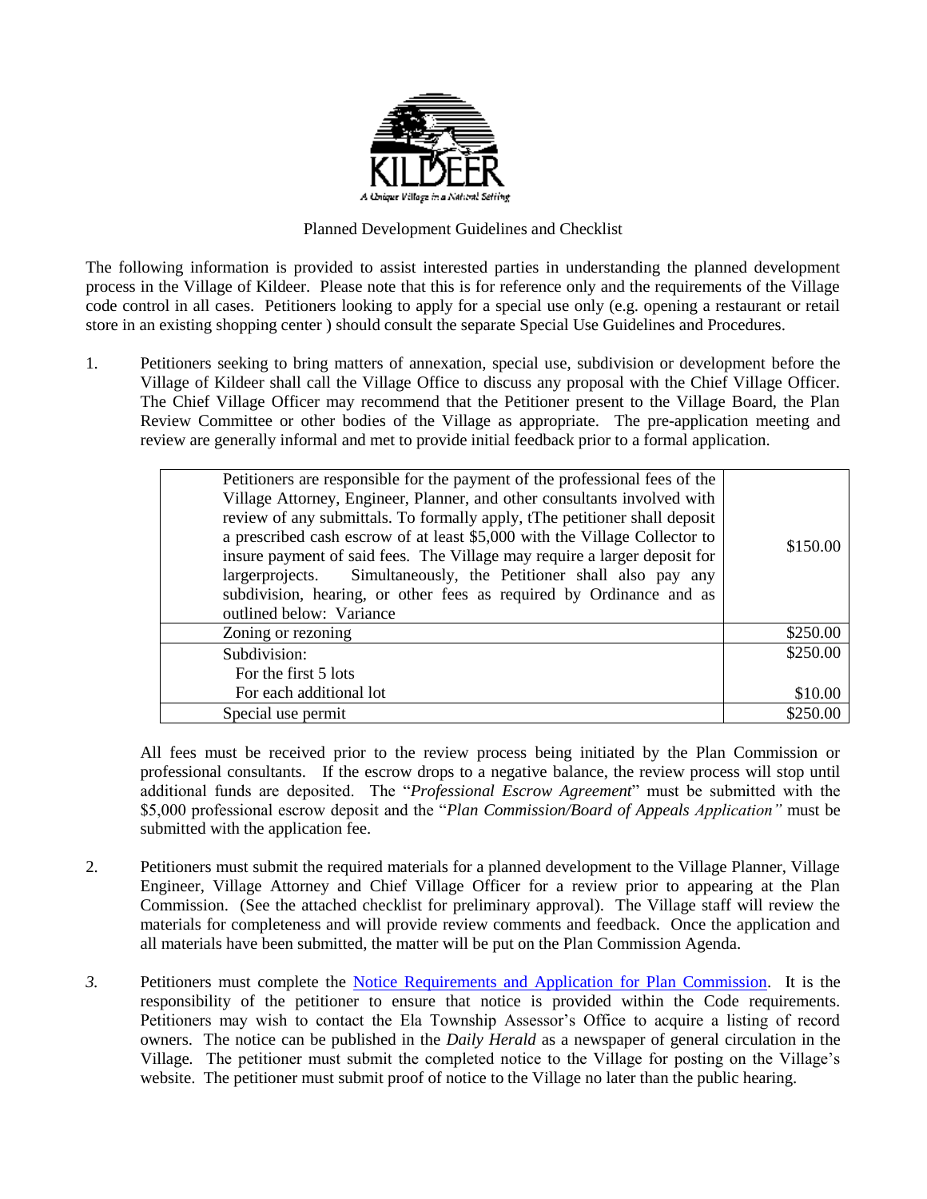KILDEER

A Unique Village in a Natural Setting

Planned Development Guidelines and Checklist

The following information is provided to assist interested parties in understanding the planned development process in the Village of Kildeer. Please note that this is for reference only and the requirements of the Village code control in all cases. Petitioners looking to apply for a special use only (e.g. opening a restaurant or retail store in an existing shopping center ) should consult the separate Special Use Guidelines and Procedures.

1. Petitioners seeking to bring matters of annexation, special use, subdivision or development before the Village of Kildeer shall call the Village Office to discuss any proposal with the Chief Village Officer. The Chief Village Officer may recommend that the Petitioner present to the Village Board, the Plan Review Committee or other bodies of the Village as appropriate. The pre-application meeting and review are generally informal and met to provide initial feedback prior to a formal application.

| | |
|---|---|
| Petitioners are responsible for the payment of the professional fees of the Village Attorney, Engineer, Planner, and other consultants involved with review of any submittals. To formally apply, tThe petitioner shall deposit a prescribed cash escrow of at least $5,000 with the Village Collector to insure payment of said fees. The Village may require a larger deposit for largerprojects. Simultaneously, the Petitioner shall also pay any subdivision, hearing, or other fees as required by Ordinance and as outlined below: Variance | $150.00 |
| Zoning or rezoning | $250.00 |
| Subdivision:<br>For the first 5 lots<br>For each additional lot | $250.00<br><br>$10.00 |
| Special use permit | $250.00 |

All fees must be received prior to the review process being initiated by the Plan Commission or professional consultants. If the escrow drops to a negative balance, the review process will stop until additional funds are deposited. The "*Professional Escrow Agreement*" must be submitted with the $5,000 professional escrow deposit and the "*Plan Commission/Board of Appeals Application"* must be submitted with the application fee.

2. Petitioners must submit the required materials for a planned development to the Village Planner, Village Engineer, Village Attorney and Chief Village Officer for a review prior to appearing at the Plan Commission. (See the attached checklist for preliminary approval). The Village staff will review the materials for completeness and will provide review comments and feedback. Once the application and all materials have been submitted, the matter will be put on the Plan Commission Agenda.

3. Petitioners must complete the Notice Requirements and Application for Plan Commission. It is the responsibility of the petitioner to ensure that notice is provided within the Code requirements. Petitioners may wish to contact the Ela Township Assessor's Office to acquire a listing of record owners. The notice can be published in the *Daily Herald* as a newspaper of general circulation in the Village. The petitioner must submit the completed notice to the Village for posting on the Village's website. The petitioner must submit proof of notice to the Village no later than the public hearing.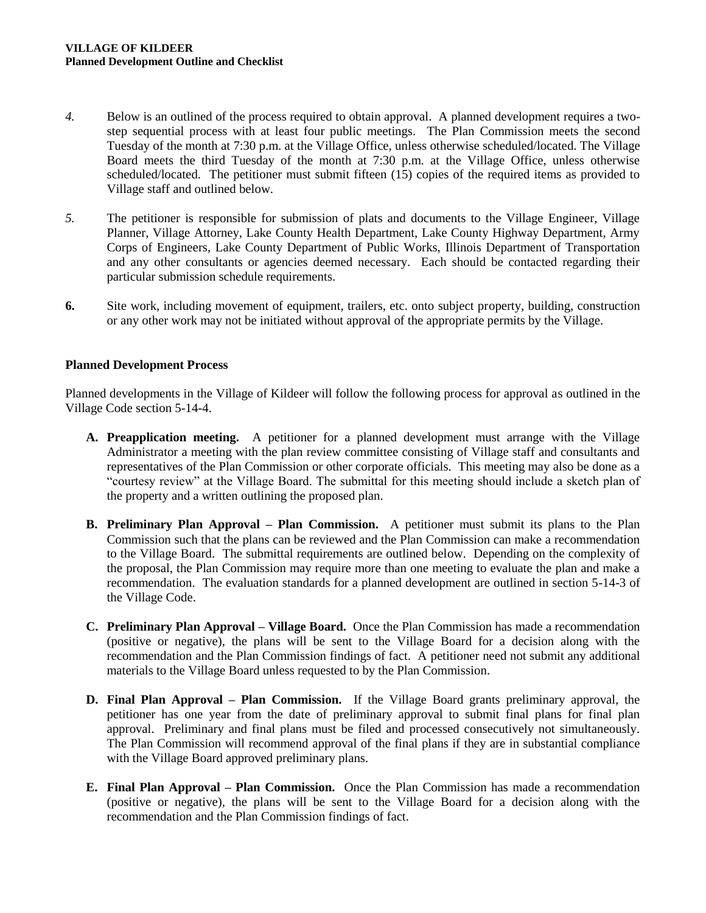*4.* Below is an outlined of the process required to obtain approval. A planned development requires a two-step sequential process with at least four public meetings. The Plan Commission meets the second Tuesday of the month at 7:30 p.m. at the Village Office, unless otherwise scheduled/located. The Village Board meets the third Tuesday of the month at 7:30 p.m. at the Village Office, unless otherwise scheduled/located. The petitioner must submit fifteen (15) copies of the required items as provided to Village staff and outlined below.

*5.* The petitioner is responsible for submission of plats and documents to the Village Engineer, Village Planner, Village Attorney, Lake County Health Department, Lake County Highway Department, Army Corps of Engineers, Lake County Department of Public Works, Illinois Department of Transportation and any other consultants or agencies deemed necessary. Each should be contacted regarding their particular submission schedule requirements.

**6.** Site work, including movement of equipment, trailers, etc. onto subject property, building, construction or any other work may not be initiated without approval of the appropriate permits by the Village.

**Planned Development Process**

Planned developments in the Village of Kildeer will follow the following process for approval as outlined in the Village Code section 5-14-4.

- **A. Preapplication meeting.** A petitioner for a planned development must arrange with the Village Administrator a meeting with the plan review committee consisting of Village staff and consultants and representatives of the Plan Commission or other corporate officials. This meeting may also be done as a "courtesy review" at the Village Board. The submittal for this meeting should include a sketch plan of the property and a written outlining the proposed plan.

- **B. Preliminary Plan Approval – Plan Commission.** A petitioner must submit its plans to the Plan Commission such that the plans can be reviewed and the Plan Commission can make a recommendation to the Village Board. The submittal requirements are outlined below. Depending on the complexity of the proposal, the Plan Commission may require more than one meeting to evaluate the plan and make a recommendation. The evaluation standards for a planned development are outlined in section 5-14-3 of the Village Code.

- **C. Preliminary Plan Approval – Village Board.** Once the Plan Commission has made a recommendation (positive or negative), the plans will be sent to the Village Board for a decision along with the recommendation and the Plan Commission findings of fact. A petitioner need not submit any additional materials to the Village Board unless requested to by the Plan Commission.

- **D. Final Plan Approval – Plan Commission.** If the Village Board grants preliminary approval, the petitioner has one year from the date of preliminary approval to submit final plans for final plan approval. Preliminary and final plans must be filed and processed consecutively not simultaneously. The Plan Commission will recommend approval of the final plans if they are in substantial compliance with the Village Board approved preliminary plans.

- **E. Final Plan Approval – Plan Commission.** Once the Plan Commission has made a recommendation (positive or negative), the plans will be sent to the Village Board for a decision along with the recommendation and the Plan Commission findings of fact.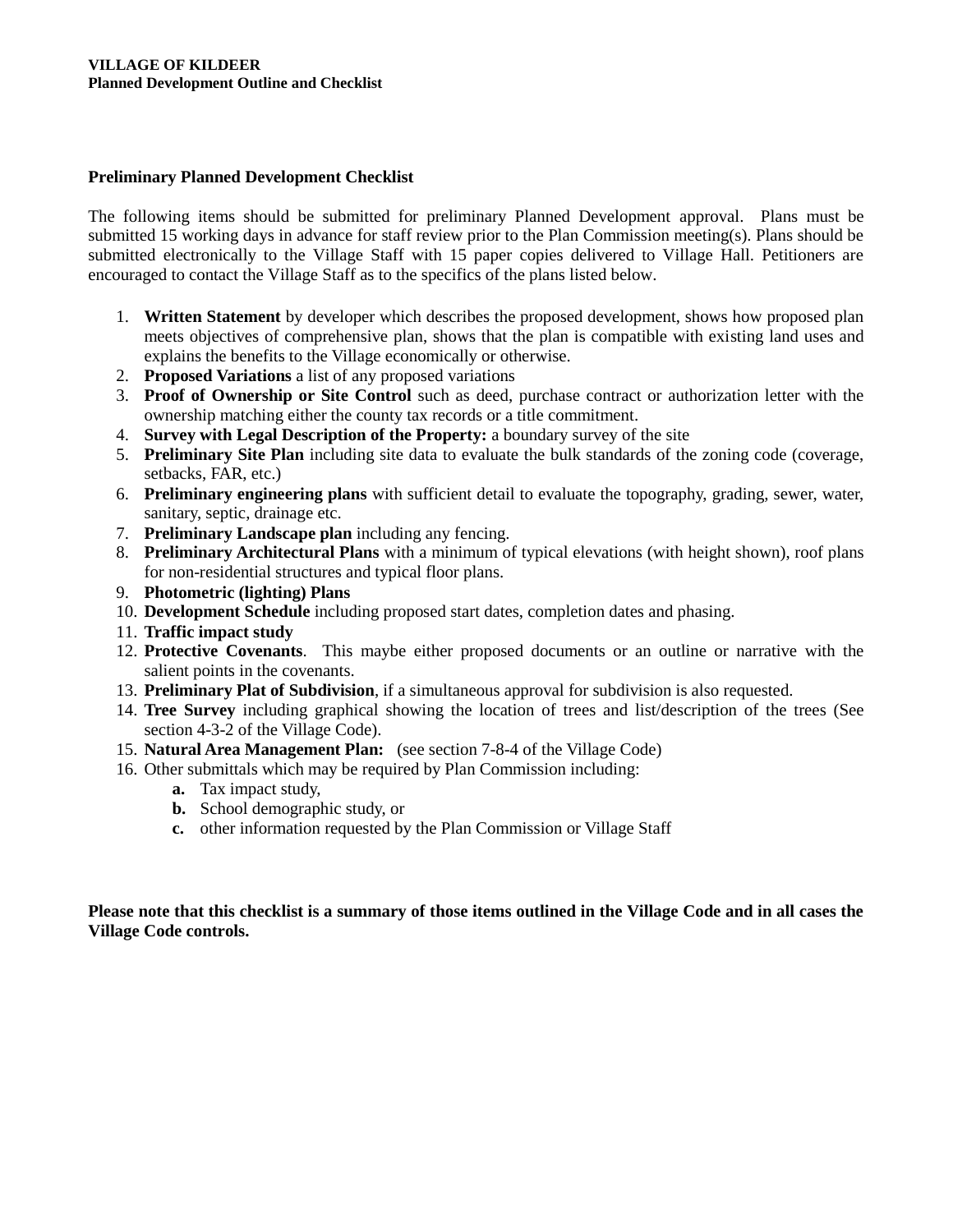**VILLAGE OF KILDEER**
**Planned Development Outline and Checklist**

### Preliminary Planned Development Checklist

The following items should be submitted for preliminary Planned Development approval. Plans must be submitted 15 working days in advance for staff review prior to the Plan Commission meeting(s). Plans should be submitted electronically to the Village Staff with 15 paper copies delivered to Village Hall. Petitioners are encouraged to contact the Village Staff as to the specifics of the plans listed below.

1. **Written Statement** by developer which describes the proposed development, shows how proposed plan meets objectives of comprehensive plan, shows that the plan is compatible with existing land uses and explains the benefits to the Village economically or otherwise.
2. **Proposed Variations** a list of any proposed variations
3. **Proof of Ownership or Site Control** such as deed, purchase contract or authorization letter with the ownership matching either the county tax records or a title commitment.
4. **Survey with Legal Description of the Property:** a boundary survey of the site
5. **Preliminary Site Plan** including site data to evaluate the bulk standards of the zoning code (coverage, setbacks, FAR, etc.)
6. **Preliminary engineering plans** with sufficient detail to evaluate the topography, grading, sewer, water, sanitary, septic, drainage etc.
7. **Preliminary Landscape plan** including any fencing.
8. **Preliminary Architectural Plans** with a minimum of typical elevations (with height shown), roof plans for non-residential structures and typical floor plans.
9. **Photometric (lighting) Plans**
10. **Development Schedule** including proposed start dates, completion dates and phasing.
11. **Traffic impact study**
12. **Protective Covenants**. This maybe either proposed documents or an outline or narrative with the salient points in the covenants.
13. **Preliminary Plat of Subdivision**, if a simultaneous approval for subdivision is also requested.
14. **Tree Survey** including graphical showing the location of trees and list/description of the trees (See section 4-3-2 of the Village Code).
15. **Natural Area Management Plan:** (see section 7-8-4 of the Village Code)
16. Other submittals which may be required by Plan Commission including:
    - **a.** Tax impact study,
    - **b.** School demographic study, or
    - **c.** other information requested by the Plan Commission or Village Staff

**Please note that this checklist is a summary of those items outlined in the Village Code and in all cases the Village Code controls.**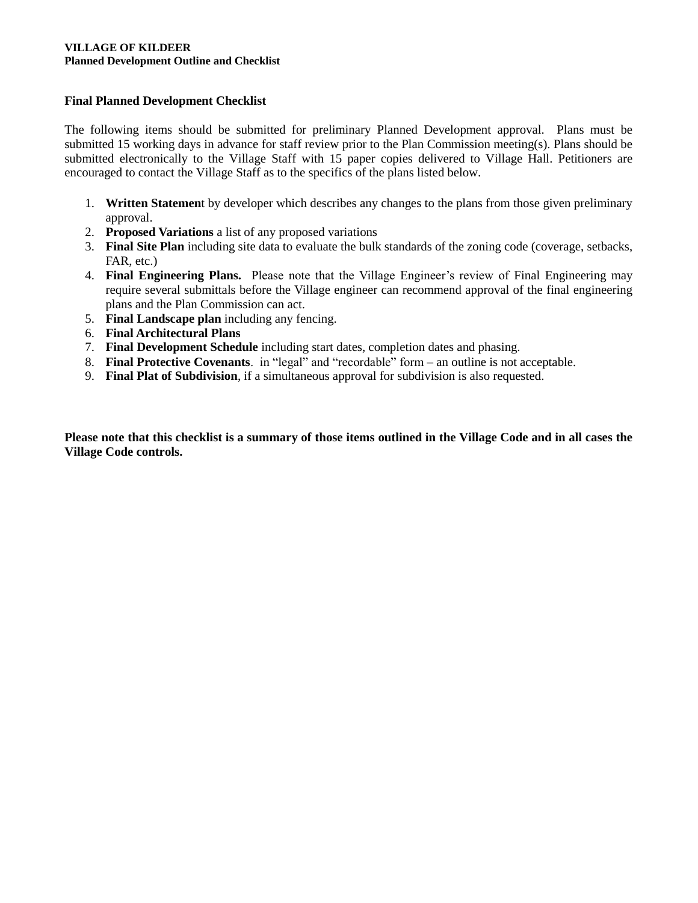**VILLAGE OF KILDEER**
**Planned Development Outline and Checklist**

### Final Planned Development Checklist

The following items should be submitted for preliminary Planned Development approval. Plans must be submitted 15 working days in advance for staff review prior to the Plan Commission meeting(s). Plans should be submitted electronically to the Village Staff with 15 paper copies delivered to Village Hall. Petitioners are encouraged to contact the Village Staff as to the specifics of the plans listed below.

1. **Written Statemen**t by developer which describes any changes to the plans from those given preliminary approval.
2. **Proposed Variations** a list of any proposed variations
3. **Final Site Plan** including site data to evaluate the bulk standards of the zoning code (coverage, setbacks, FAR, etc.)
4. **Final Engineering Plans.** Please note that the Village Engineer's review of Final Engineering may require several submittals before the Village engineer can recommend approval of the final engineering plans and the Plan Commission can act.
5. **Final Landscape plan** including any fencing.
6. **Final Architectural Plans**
7. **Final Development Schedule** including start dates, completion dates and phasing.
8. **Final Protective Covenants**. in "legal" and "recordable" form – an outline is not acceptable.
9. **Final Plat of Subdivision**, if a simultaneous approval for subdivision is also requested.

**Please note that this checklist is a summary of those items outlined in the Village Code and in all cases the Village Code controls.**